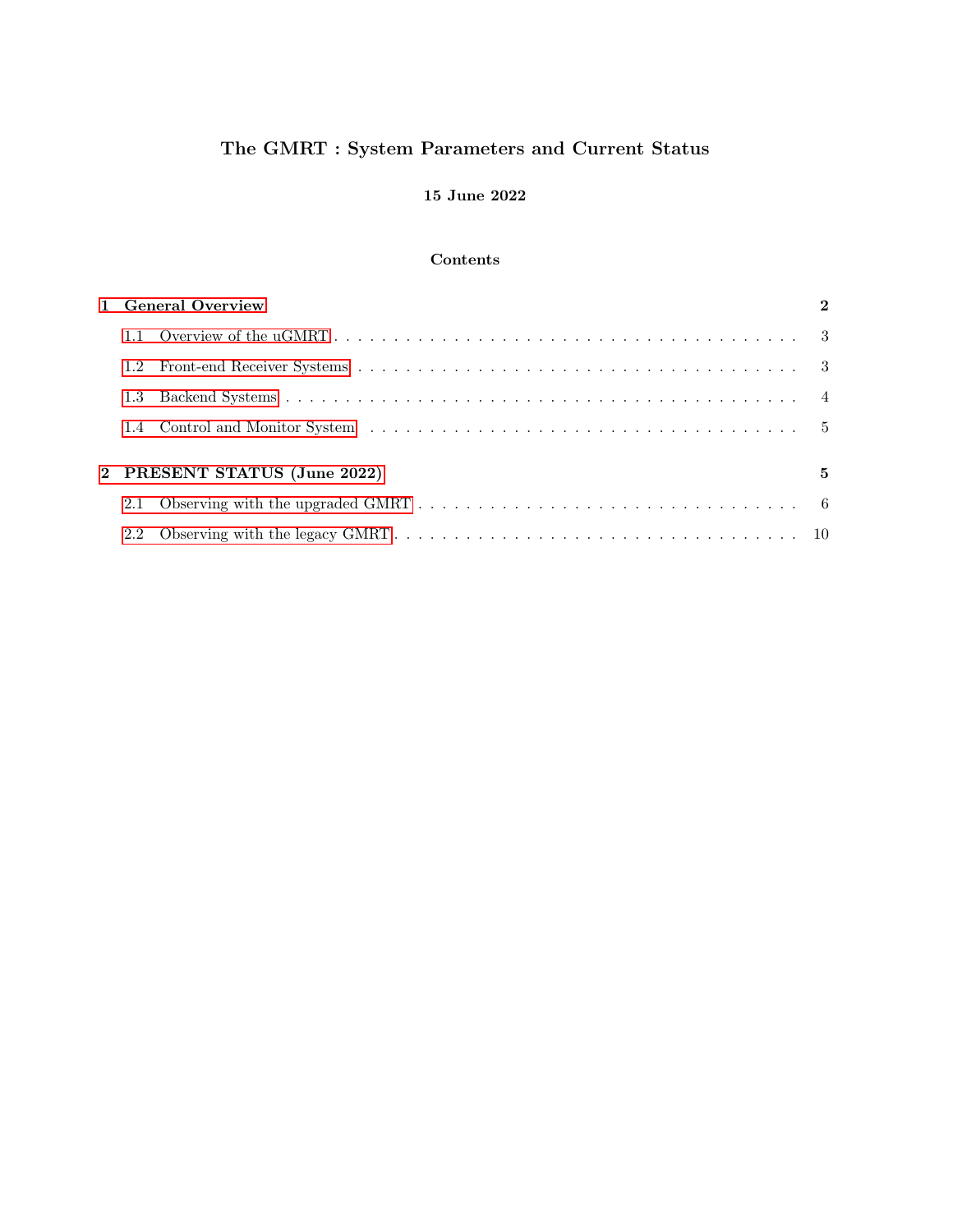# The GMRT : System Parameters and Current Status

**15 June 2022**

**Contents**

**1 General Overview** **2**

- 1.1 Overview of the uGMRT . . . . . . . . . . . . . . . . . . . . . . . . . . . . . . . . . . . . . . . . 3
- 1.2 Front-end Receiver Systems . . . . . . . . . . . . . . . . . . . . . . . . . . . . . . . . . . . . . 3
- 1.3 Backend Systems . . . . . . . . . . . . . . . . . . . . . . . . . . . . . . . . . . . . . . . . . . . 4
- 1.4 Control and Monitor System . . . . . . . . . . . . . . . . . . . . . . . . . . . . . . . . . . . . 5

**2 PRESENT STATUS (June 2022)** **5**

- 2.1 Observing with the upgraded GMRT . . . . . . . . . . . . . . . . . . . . . . . . . . . . . . . 6
- 2.2 Observing with the legacy GMRT . . . . . . . . . . . . . . . . . . . . . . . . . . . . . . . . . 10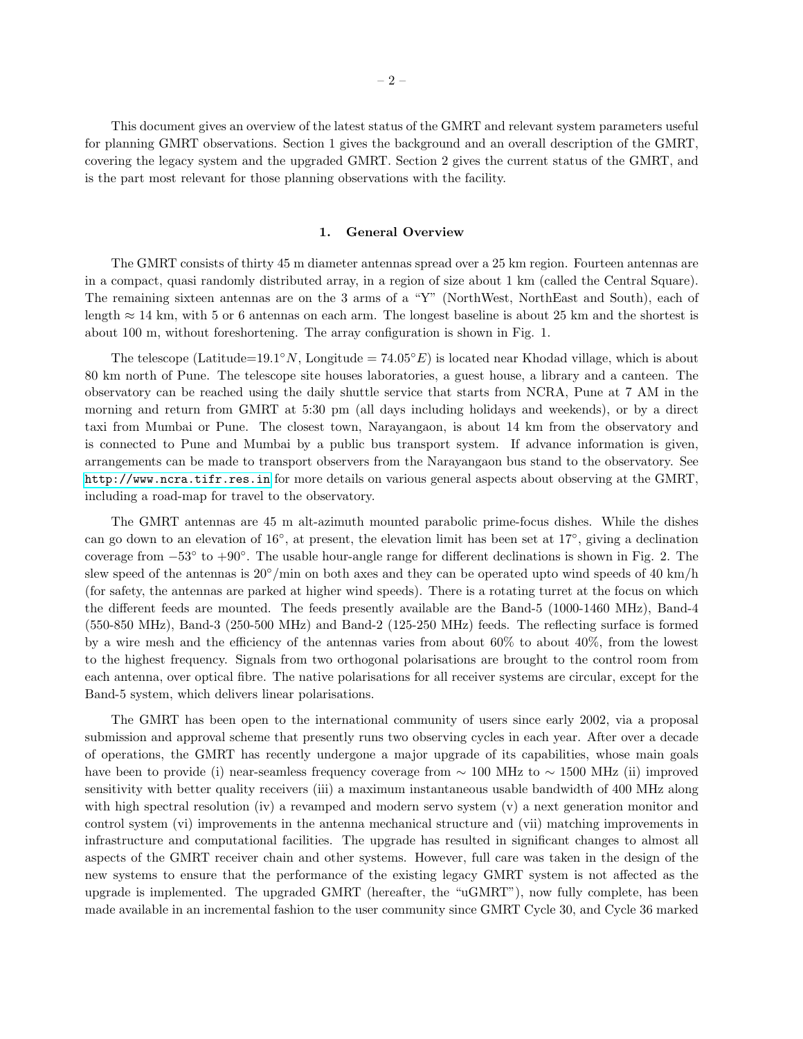This document gives an overview of the latest status of the GMRT and relevant system parameters useful for planning GMRT observations. Section 1 gives the background and an overall description of the GMRT, covering the legacy system and the upgraded GMRT. Section 2 gives the current status of the GMRT, and is the part most relevant for those planning observations with the facility.

## 1. General Overview

The GMRT consists of thirty 45 m diameter antennas spread over a 25 km region. Fourteen antennas are in a compact, quasi randomly distributed array, in a region of size about 1 km (called the Central Square). The remaining sixteen antennas are on the 3 arms of a "Y" (NorthWest, NorthEast and South), each of length $\approx$ 14 km, with 5 or 6 antennas on each arm. The longest baseline is about 25 km and the shortest is about 100 m, without foreshortening. The array configuration is shown in Fig. 1.

The telescope (Latitude=$19.1^{\circ}N$, Longitude = $74.05^{\circ}E$) is located near Khodad village, which is about 80 km north of Pune. The telescope site houses laboratories, a guest house, a library and a canteen. The observatory can be reached using the daily shuttle service that starts from NCRA, Pune at 7 AM in the morning and return from GMRT at 5:30 pm (all days including holidays and weekends), or by a direct taxi from Mumbai or Pune. The closest town, Narayangaon, is about 14 km from the observatory and is connected to Pune and Mumbai by a public bus transport system. If advance information is given, arrangements can be made to transport observers from the Narayangaon bus stand to the observatory. See http://www.ncra.tifr.res.in for more details on various general aspects about observing at the GMRT, including a road-map for travel to the observatory.

The GMRT antennas are 45 m alt-azimuth mounted parabolic prime-focus dishes. While the dishes can go down to an elevation of $16^{\circ}$, at present, the elevation limit has been set at $17^{\circ}$, giving a declination coverage from $-53^{\circ}$ to $+90^{\circ}$. The usable hour-angle range for different declinations is shown in Fig. 2. The slew speed of the antennas is $20^{\circ}$/min on both axes and they can be operated upto wind speeds of 40 km/h (for safety, the antennas are parked at higher wind speeds). There is a rotating turret at the focus on which the different feeds are mounted. The feeds presently available are the Band-5 (1000-1460 MHz), Band-4 (550-850 MHz), Band-3 (250-500 MHz) and Band-2 (125-250 MHz) feeds. The reflecting surface is formed by a wire mesh and the efficiency of the antennas varies from about 60% to about 40%, from the lowest to the highest frequency. Signals from two orthogonal polarisations are brought to the control room from each antenna, over optical fibre. The native polarisations for all receiver systems are circular, except for the Band-5 system, which delivers linear polarisations.

The GMRT has been open to the international community of users since early 2002, via a proposal submission and approval scheme that presently runs two observing cycles in each year. After over a decade of operations, the GMRT has recently undergone a major upgrade of its capabilities, whose main goals have been to provide (i) near-seamless frequency coverage from $\sim$ 100 MHz to $\sim$ 1500 MHz (ii) improved sensitivity with better quality receivers (iii) a maximum instantaneous usable bandwidth of 400 MHz along with high spectral resolution (iv) a revamped and modern servo system (v) a next generation monitor and control system (vi) improvements in the antenna mechanical structure and (vii) matching improvements in infrastructure and computational facilities. The upgrade has resulted in significant changes to almost all aspects of the GMRT receiver chain and other systems. However, full care was taken in the design of the new systems to ensure that the performance of the existing legacy GMRT system is not affected as the upgrade is implemented. The upgraded GMRT (hereafter, the "uGMRT"), now fully complete, has been made available in an incremental fashion to the user community since GMRT Cycle 30, and Cycle 36 marked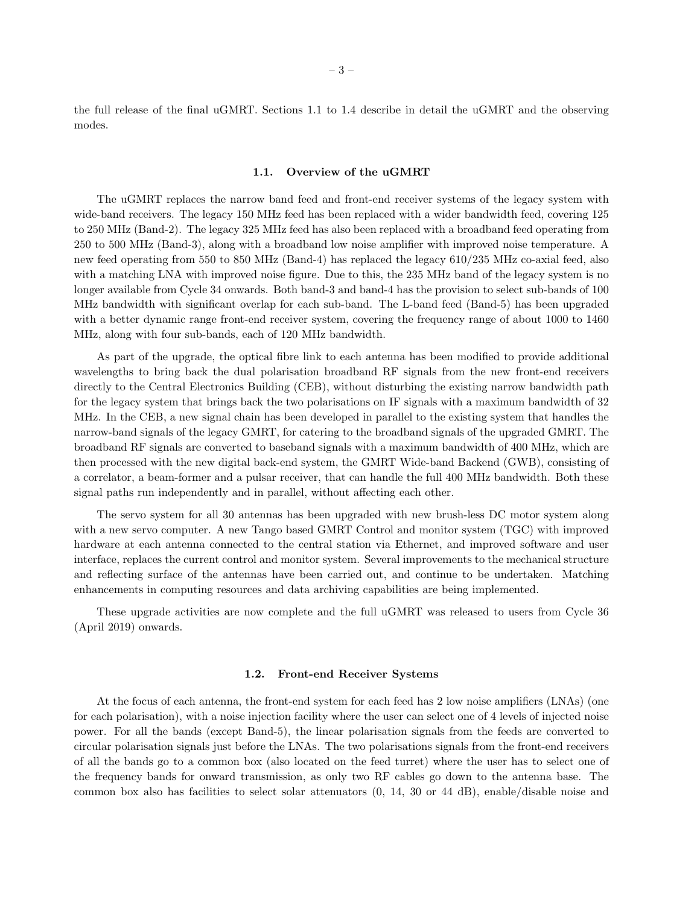the full release of the final uGMRT. Sections 1.1 to 1.4 describe in detail the uGMRT and the observing modes.

### 1.1. Overview of the uGMRT

The uGMRT replaces the narrow band feed and front-end receiver systems of the legacy system with wide-band receivers. The legacy 150 MHz feed has been replaced with a wider bandwidth feed, covering 125 to 250 MHz (Band-2). The legacy 325 MHz feed has also been replaced with a broadband feed operating from 250 to 500 MHz (Band-3), along with a broadband low noise amplifier with improved noise temperature. A new feed operating from 550 to 850 MHz (Band-4) has replaced the legacy 610/235 MHz co-axial feed, also with a matching LNA with improved noise figure. Due to this, the 235 MHz band of the legacy system is no longer available from Cycle 34 onwards. Both band-3 and band-4 has the provision to select sub-bands of 100 MHz bandwidth with significant overlap for each sub-band. The L-band feed (Band-5) has been upgraded with a better dynamic range front-end receiver system, covering the frequency range of about 1000 to 1460 MHz, along with four sub-bands, each of 120 MHz bandwidth.

As part of the upgrade, the optical fibre link to each antenna has been modified to provide additional wavelengths to bring back the dual polarisation broadband RF signals from the new front-end receivers directly to the Central Electronics Building (CEB), without disturbing the existing narrow bandwidth path for the legacy system that brings back the two polarisations on IF signals with a maximum bandwidth of 32 MHz. In the CEB, a new signal chain has been developed in parallel to the existing system that handles the narrow-band signals of the legacy GMRT, for catering to the broadband signals of the upgraded GMRT. The broadband RF signals are converted to baseband signals with a maximum bandwidth of 400 MHz, which are then processed with the new digital back-end system, the GMRT Wide-band Backend (GWB), consisting of a correlator, a beam-former and a pulsar receiver, that can handle the full 400 MHz bandwidth. Both these signal paths run independently and in parallel, without affecting each other.

The servo system for all 30 antennas has been upgraded with new brush-less DC motor system along with a new servo computer. A new Tango based GMRT Control and monitor system (TGC) with improved hardware at each antenna connected to the central station via Ethernet, and improved software and user interface, replaces the current control and monitor system. Several improvements to the mechanical structure and reflecting surface of the antennas have been carried out, and continue to be undertaken. Matching enhancements in computing resources and data archiving capabilities are being implemented.

These upgrade activities are now complete and the full uGMRT was released to users from Cycle 36 (April 2019) onwards.

### 1.2. Front-end Receiver Systems

At the focus of each antenna, the front-end system for each feed has 2 low noise amplifiers (LNAs) (one for each polarisation), with a noise injection facility where the user can select one of 4 levels of injected noise power. For all the bands (except Band-5), the linear polarisation signals from the feeds are converted to circular polarisation signals just before the LNAs. The two polarisations signals from the front-end receivers of all the bands go to a common box (also located on the feed turret) where the user has to select one of the frequency bands for onward transmission, as only two RF cables go down to the antenna base. The common box also has facilities to select solar attenuators (0, 14, 30 or 44 dB), enable/disable noise and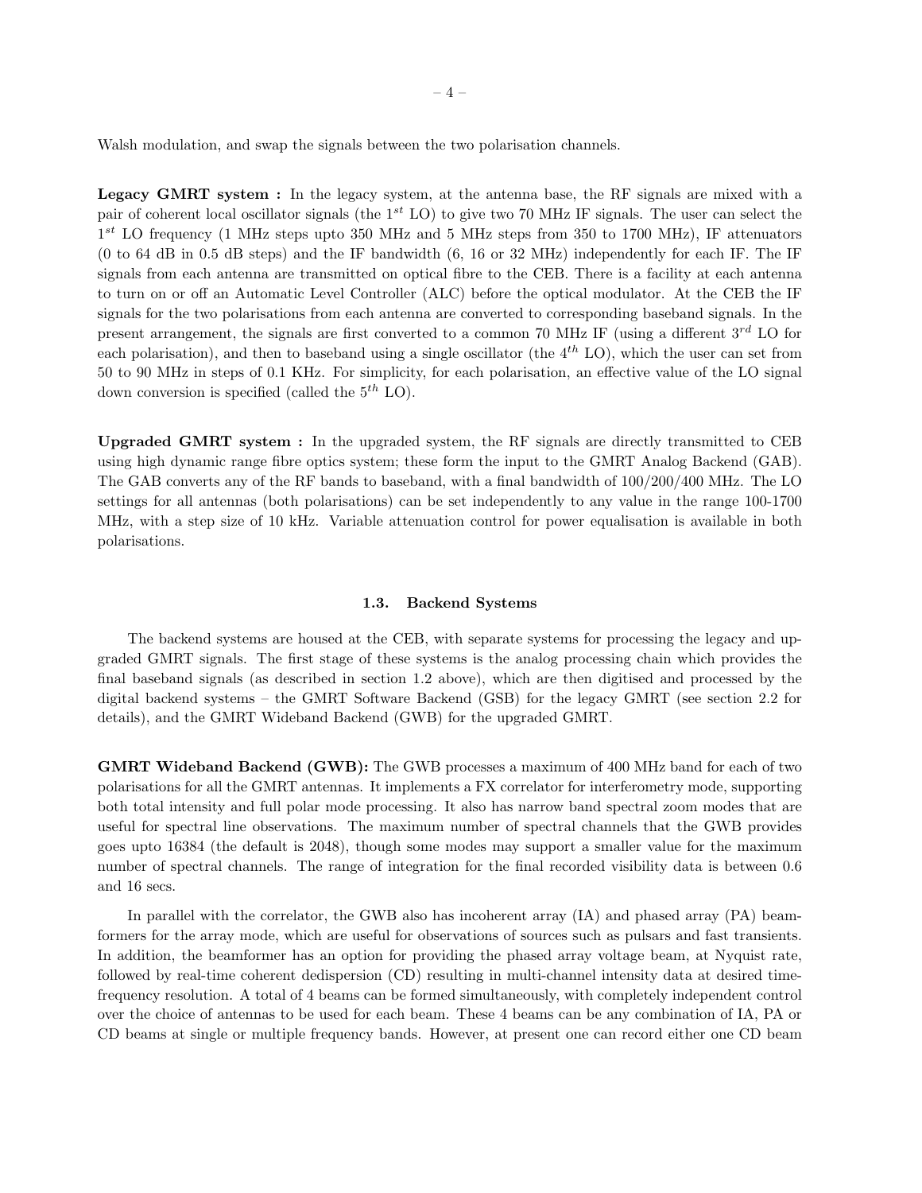Walsh modulation, and swap the signals between the two polarisation channels.

**Legacy GMRT system :** In the legacy system, at the antenna base, the RF signals are mixed with a pair of coherent local oscillator signals (the $1^{st}$ LO) to give two 70 MHz IF signals. The user can select the $1^{st}$ LO frequency (1 MHz steps upto 350 MHz and 5 MHz steps from 350 to 1700 MHz), IF attenuators (0 to 64 dB in 0.5 dB steps) and the IF bandwidth (6, 16 or 32 MHz) independently for each IF. The IF signals from each antenna are transmitted on optical fibre to the CEB. There is a facility at each antenna to turn on or off an Automatic Level Controller (ALC) before the optical modulator. At the CEB the IF signals for the two polarisations from each antenna are converted to corresponding baseband signals. In the present arrangement, the signals are first converted to a common 70 MHz IF (using a different $3^{rd}$ LO for each polarisation), and then to baseband using a single oscillator (the $4^{th}$ LO), which the user can set from 50 to 90 MHz in steps of 0.1 KHz. For simplicity, for each polarisation, an effective value of the LO signal down conversion is specified (called the $5^{th}$ LO).

**Upgraded GMRT system :** In the upgraded system, the RF signals are directly transmitted to CEB using high dynamic range fibre optics system; these form the input to the GMRT Analog Backend (GAB). The GAB converts any of the RF bands to baseband, with a final bandwidth of 100/200/400 MHz. The LO settings for all antennas (both polarisations) can be set independently to any value in the range 100-1700 MHz, with a step size of 10 kHz. Variable attenuation control for power equalisation is available in both polarisations.

### 1.3. Backend Systems

The backend systems are housed at the CEB, with separate systems for processing the legacy and upgraded GMRT signals. The first stage of these systems is the analog processing chain which provides the final baseband signals (as described in section 1.2 above), which are then digitised and processed by the digital backend systems – the GMRT Software Backend (GSB) for the legacy GMRT (see section 2.2 for details), and the GMRT Wideband Backend (GWB) for the upgraded GMRT.

**GMRT Wideband Backend (GWB):** The GWB processes a maximum of 400 MHz band for each of two polarisations for all the GMRT antennas. It implements a FX correlator for interferometry mode, supporting both total intensity and full polar mode processing. It also has narrow band spectral zoom modes that are useful for spectral line observations. The maximum number of spectral channels that the GWB provides goes upto 16384 (the default is 2048), though some modes may support a smaller value for the maximum number of spectral channels. The range of integration for the final recorded visibility data is between 0.6 and 16 secs.

In parallel with the correlator, the GWB also has incoherent array (IA) and phased array (PA) beamformers for the array mode, which are useful for observations of sources such as pulsars and fast transients. In addition, the beamformer has an option for providing the phased array voltage beam, at Nyquist rate, followed by real-time coherent dedispersion (CD) resulting in multi-channel intensity data at desired time-frequency resolution. A total of 4 beams can be formed simultaneously, with completely independent control over the choice of antennas to be used for each beam. These 4 beams can be any combination of IA, PA or CD beams at single or multiple frequency bands. However, at present one can record either one CD beam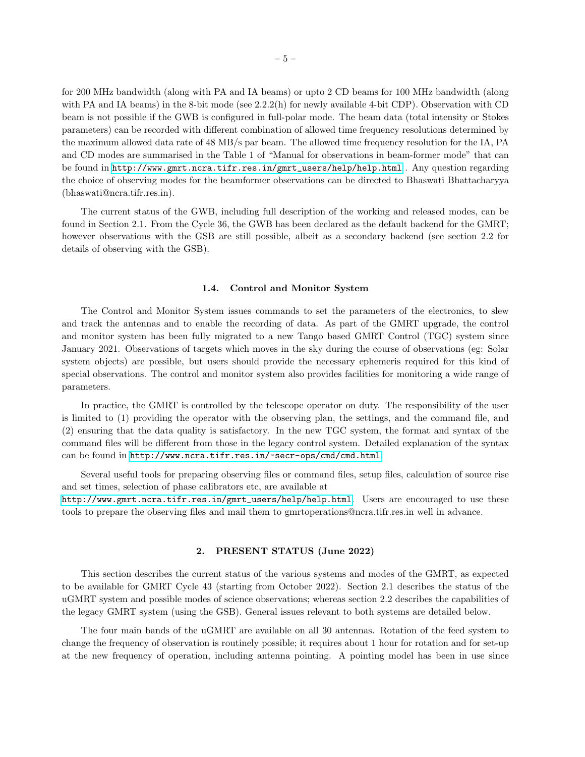for 200 MHz bandwidth (along with PA and IA beams) or upto 2 CD beams for 100 MHz bandwidth (along with PA and IA beams) in the 8-bit mode (see 2.2.2(h) for newly available 4-bit CDP). Observation with CD beam is not possible if the GWB is configured in full-polar mode. The beam data (total intensity or Stokes parameters) can be recorded with different combination of allowed time frequency resolutions determined by the maximum allowed data rate of 48 MB/s par beam. The allowed time frequency resolution for the IA, PA and CD modes are summarised in the Table 1 of "Manual for observations in beam-former mode" that can be found in http://www.gmrt.ncra.tifr.res.in/gmrt_users/help/help.html . Any question regarding the choice of observing modes for the beamformer observations can be directed to Bhaswati Bhattacharyya (bhaswati@ncra.tifr.res.in).

The current status of the GWB, including full description of the working and released modes, can be found in Section 2.1. From the Cycle 36, the GWB has been declared as the default backend for the GMRT; however observations with the GSB are still possible, albeit as a secondary backend (see section 2.2 for details of observing with the GSB).

### 1.4. Control and Monitor System

The Control and Monitor System issues commands to set the parameters of the electronics, to slew and track the antennas and to enable the recording of data. As part of the GMRT upgrade, the control and monitor system has been fully migrated to a new Tango based GMRT Control (TGC) system since January 2021. Observations of targets which moves in the sky during the course of observations (eg: Solar system objects) are possible, but users should provide the necessary ephemeris required for this kind of special observations. The control and monitor system also provides facilities for monitoring a wide range of parameters.

In practice, the GMRT is controlled by the telescope operator on duty. The responsibility of the user is limited to (1) providing the operator with the observing plan, the settings, and the command file, and (2) ensuring that the data quality is satisfactory. In the new TGC system, the format and syntax of the command files will be different from those in the legacy control system. Detailed explanation of the syntax can be found in http://www.ncra.tifr.res.in/~secr-ops/cmd/cmd.html.

Several useful tools for preparing observing files or command files, setup files, calculation of source rise and set times, selection of phase calibrators etc, are available at
http://www.gmrt.ncra.tifr.res.in/gmrt_users/help/help.html. Users are encouraged to use these tools to prepare the observing files and mail them to gmrtoperations@ncra.tifr.res.in well in advance.

## 2. PRESENT STATUS (June 2022)

This section describes the current status of the various systems and modes of the GMRT, as expected to be available for GMRT Cycle 43 (starting from October 2022). Section 2.1 describes the status of the uGMRT system and possible modes of science observations; whereas section 2.2 describes the capabilities of the legacy GMRT system (using the GSB). General issues relevant to both systems are detailed below.

The four main bands of the uGMRT are available on all 30 antennas. Rotation of the feed system to change the frequency of observation is routinely possible; it requires about 1 hour for rotation and for set-up at the new frequency of operation, including antenna pointing. A pointing model has been in use since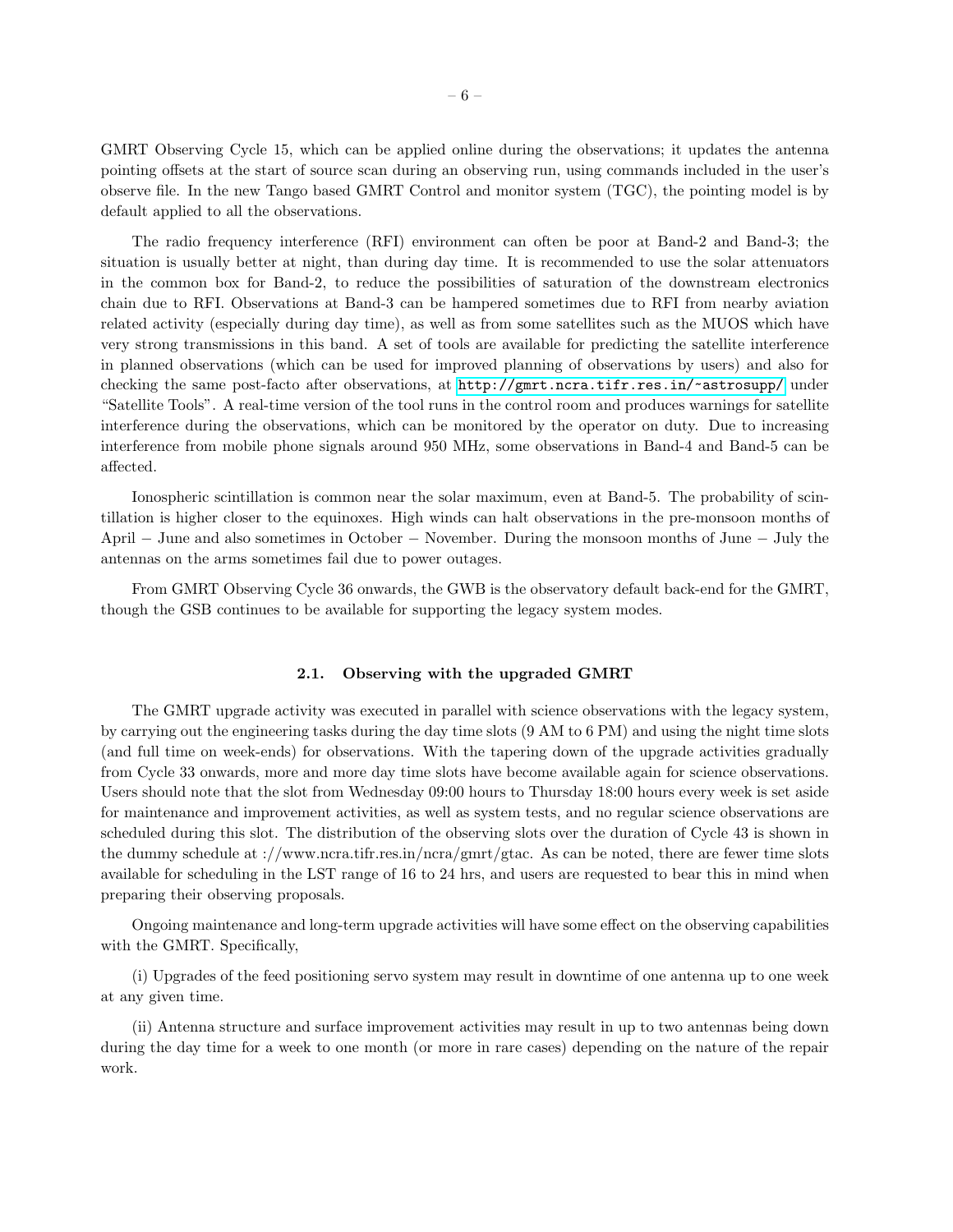GMRT Observing Cycle 15, which can be applied online during the observations; it updates the antenna pointing offsets at the start of source scan during an observing run, using commands included in the user's observe file. In the new Tango based GMRT Control and monitor system (TGC), the pointing model is by default applied to all the observations.

The radio frequency interference (RFI) environment can often be poor at Band-2 and Band-3; the situation is usually better at night, than during day time. It is recommended to use the solar attenuators in the common box for Band-2, to reduce the possibilities of saturation of the downstream electronics chain due to RFI. Observations at Band-3 can be hampered sometimes due to RFI from nearby aviation related activity (especially during day time), as well as from some satellites such as the MUOS which have very strong transmissions in this band. A set of tools are available for predicting the satellite interference in planned observations (which can be used for improved planning of observations by users) and also for checking the same post-facto after observations, at http://gmrt.ncra.tifr.res.in/~astrosupp/ under "Satellite Tools". A real-time version of the tool runs in the control room and produces warnings for satellite interference during the observations, which can be monitored by the operator on duty. Due to increasing interference from mobile phone signals around 950 MHz, some observations in Band-4 and Band-5 can be affected.

Ionospheric scintillation is common near the solar maximum, even at Band-5. The probability of scintillation is higher closer to the equinoxes. High winds can halt observations in the pre-monsoon months of April − June and also sometimes in October − November. During the monsoon months of June − July the antennas on the arms sometimes fail due to power outages.

From GMRT Observing Cycle 36 onwards, the GWB is the observatory default back-end for the GMRT, though the GSB continues to be available for supporting the legacy system modes.

### 2.1. Observing with the upgraded GMRT

The GMRT upgrade activity was executed in parallel with science observations with the legacy system, by carrying out the engineering tasks during the day time slots (9 AM to 6 PM) and using the night time slots (and full time on week-ends) for observations. With the tapering down of the upgrade activities gradually from Cycle 33 onwards, more and more day time slots have become available again for science observations. Users should note that the slot from Wednesday 09:00 hours to Thursday 18:00 hours every week is set aside for maintenance and improvement activities, as well as system tests, and no regular science observations are scheduled during this slot. The distribution of the observing slots over the duration of Cycle 43 is shown in the dummy schedule at ://www.ncra.tifr.res.in/ncra/gmrt/gtac. As can be noted, there are fewer time slots available for scheduling in the LST range of 16 to 24 hrs, and users are requested to bear this in mind when preparing their observing proposals.

Ongoing maintenance and long-term upgrade activities will have some effect on the observing capabilities with the GMRT. Specifically,

(i) Upgrades of the feed positioning servo system may result in downtime of one antenna up to one week at any given time.

(ii) Antenna structure and surface improvement activities may result in up to two antennas being down during the day time for a week to one month (or more in rare cases) depending on the nature of the repair work.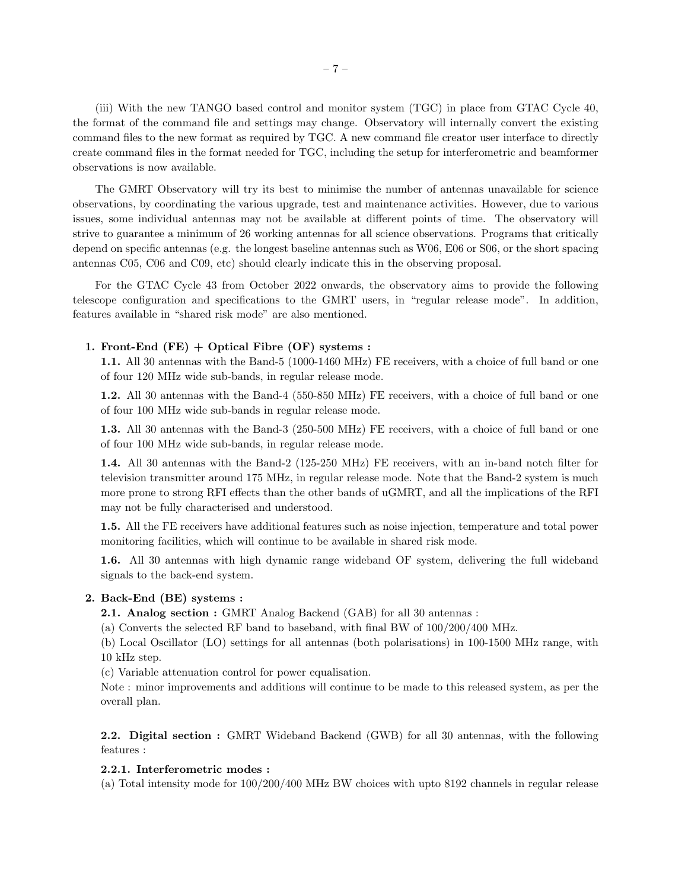(iii) With the new TANGO based control and monitor system (TGC) in place from GTAC Cycle 40, the format of the command file and settings may change. Observatory will internally convert the existing command files to the new format as required by TGC. A new command file creator user interface to directly create command files in the format needed for TGC, including the setup for interferometric and beamformer observations is now available.

The GMRT Observatory will try its best to minimise the number of antennas unavailable for science observations, by coordinating the various upgrade, test and maintenance activities. However, due to various issues, some individual antennas may not be available at different points of time. The observatory will strive to guarantee a minimum of 26 working antennas for all science observations. Programs that critically depend on specific antennas (e.g. the longest baseline antennas such as W06, E06 or S06, or the short spacing antennas C05, C06 and C09, etc) should clearly indicate this in the observing proposal.

For the GTAC Cycle 43 from October 2022 onwards, the observatory aims to provide the following telescope configuration and specifications to the GMRT users, in "regular release mode". In addition, features available in "shared risk mode" are also mentioned.

1. **Front-End (FE) + Optical Fibre (OF) systems :**

   **1.1.** All 30 antennas with the Band-5 (1000-1460 MHz) FE receivers, with a choice of full band or one of four 120 MHz wide sub-bands, in regular release mode.

   **1.2.** All 30 antennas with the Band-4 (550-850 MHz) FE receivers, with a choice of full band or one of four 100 MHz wide sub-bands in regular release mode.

   **1.3.** All 30 antennas with the Band-3 (250-500 MHz) FE receivers, with a choice of full band or one of four 100 MHz wide sub-bands, in regular release mode.

   **1.4.** All 30 antennas with the Band-2 (125-250 MHz) FE receivers, with an in-band notch filter for television transmitter around 175 MHz, in regular release mode. Note that the Band-2 system is much more prone to strong RFI effects than the other bands of uGMRT, and all the implications of the RFI may not be fully characterised and understood.

   **1.5.** All the FE receivers have additional features such as noise injection, temperature and total power monitoring facilities, which will continue to be available in shared risk mode.

   **1.6.** All 30 antennas with high dynamic range wideband OF system, delivering the full wideband signals to the back-end system.

2. **Back-End (BE) systems :**

   **2.1. Analog section :** GMRT Analog Backend (GAB) for all 30 antennas :

   (a) Converts the selected RF band to baseband, with final BW of 100/200/400 MHz.

   (b) Local Oscillator (LO) settings for all antennas (both polarisations) in 100-1500 MHz range, with 10 kHz step.

   (c) Variable attenuation control for power equalisation.

   Note : minor improvements and additions will continue to be made to this released system, as per the overall plan.

   **2.2. Digital section :** GMRT Wideband Backend (GWB) for all 30 antennas, with the following features :

   **2.2.1. Interferometric modes :**

   (a) Total intensity mode for 100/200/400 MHz BW choices with upto 8192 channels in regular release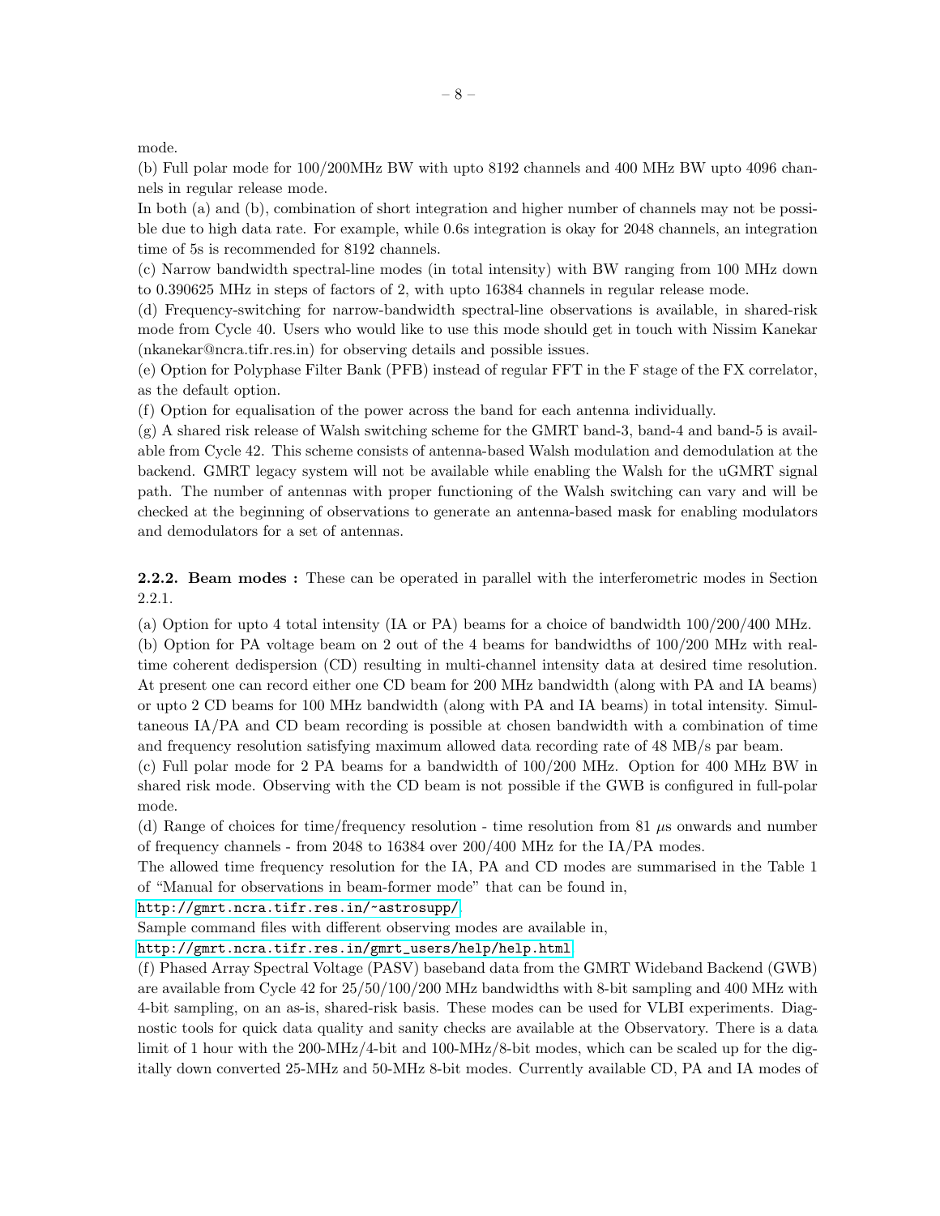mode.

(b) Full polar mode for 100/200MHz BW with upto 8192 channels and 400 MHz BW upto 4096 channels in regular release mode.

In both (a) and (b), combination of short integration and higher number of channels may not be possible due to high data rate. For example, while 0.6s integration is okay for 2048 channels, an integration time of 5s is recommended for 8192 channels.

(c) Narrow bandwidth spectral-line modes (in total intensity) with BW ranging from 100 MHz down to 0.390625 MHz in steps of factors of 2, with upto 16384 channels in regular release mode.

(d) Frequency-switching for narrow-bandwidth spectral-line observations is available, in shared-risk mode from Cycle 40. Users who would like to use this mode should get in touch with Nissim Kanekar (nkanekar@ncra.tifr.res.in) for observing details and possible issues.

(e) Option for Polyphase Filter Bank (PFB) instead of regular FFT in the F stage of the FX correlator, as the default option.

(f) Option for equalisation of the power across the band for each antenna individually.

(g) A shared risk release of Walsh switching scheme for the GMRT band-3, band-4 and band-5 is available from Cycle 42. This scheme consists of antenna-based Walsh modulation and demodulation at the backend. GMRT legacy system will not be available while enabling the Walsh for the uGMRT signal path. The number of antennas with proper functioning of the Walsh switching can vary and will be checked at the beginning of observations to generate an antenna-based mask for enabling modulators and demodulators for a set of antennas.

**2.2.2. Beam modes :** These can be operated in parallel with the interferometric modes in Section 2.2.1.

(a) Option for upto 4 total intensity (IA or PA) beams for a choice of bandwidth 100/200/400 MHz.

(b) Option for PA voltage beam on 2 out of the 4 beams for bandwidths of 100/200 MHz with real-time coherent dedispersion (CD) resulting in multi-channel intensity data at desired time resolution. At present one can record either one CD beam for 200 MHz bandwidth (along with PA and IA beams) or upto 2 CD beams for 100 MHz bandwidth (along with PA and IA beams) in total intensity. Simultaneous IA/PA and CD beam recording is possible at chosen bandwidth with a combination of time and frequency resolution satisfying maximum allowed data recording rate of 48 MB/s par beam.

(c) Full polar mode for 2 PA beams for a bandwidth of 100/200 MHz. Option for 400 MHz BW in shared risk mode. Observing with the CD beam is not possible if the GWB is configured in full-polar mode.

(d) Range of choices for time/frequency resolution - time resolution from 81 $\mu$s onwards and number of frequency channels - from 2048 to 16384 over 200/400 MHz for the IA/PA modes.

The allowed time frequency resolution for the IA, PA and CD modes are summarised in the Table 1 of "Manual for observations in beam-former mode" that can be found in,

http://gmrt.ncra.tifr.res.in/~astrosupp/

Sample command files with different observing modes are available in,

http://gmrt.ncra.tifr.res.in/gmrt_users/help/help.html

(f) Phased Array Spectral Voltage (PASV) baseband data from the GMRT Wideband Backend (GWB) are available from Cycle 42 for 25/50/100/200 MHz bandwidths with 8-bit sampling and 400 MHz with 4-bit sampling, on an as-is, shared-risk basis. These modes can be used for VLBI experiments. Diagnostic tools for quick data quality and sanity checks are available at the Observatory. There is a data limit of 1 hour with the 200-MHz/4-bit and 100-MHz/8-bit modes, which can be scaled up for the digitally down converted 25-MHz and 50-MHz 8-bit modes. Currently available CD, PA and IA modes of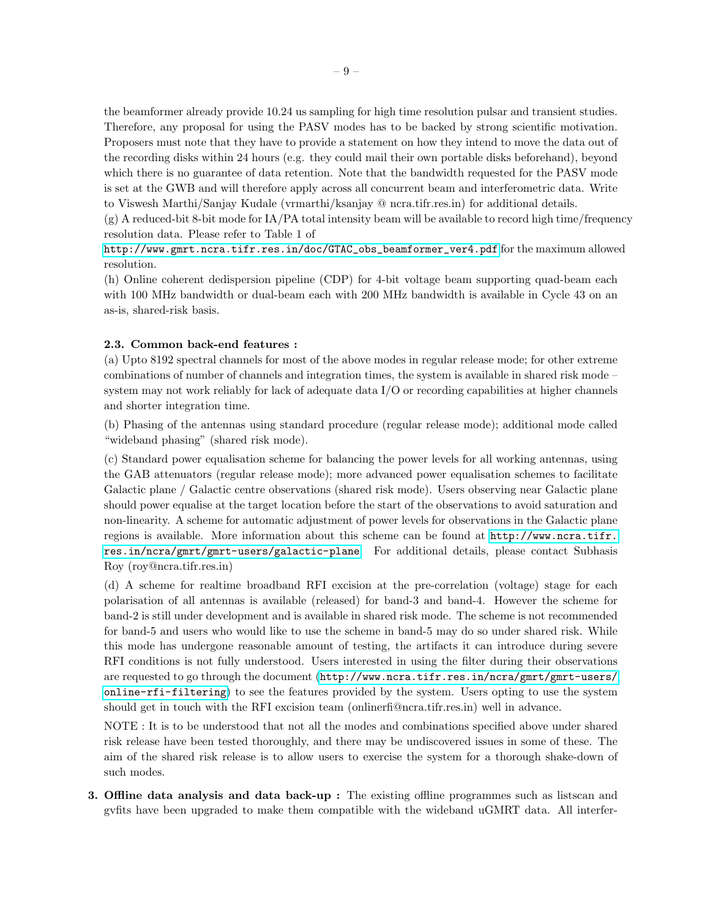the beamformer already provide 10.24 us sampling for high time resolution pulsar and transient studies. Therefore, any proposal for using the PASV modes has to be backed by strong scientific motivation. Proposers must note that they have to provide a statement on how they intend to move the data out of the recording disks within 24 hours (e.g. they could mail their own portable disks beforehand), beyond which there is no guarantee of data retention. Note that the bandwidth requested for the PASV mode is set at the GWB and will therefore apply across all concurrent beam and interferometric data. Write to Viswesh Marthi/Sanjay Kudale (vrmarthi/ksanjay @ ncra.tifr.res.in) for additional details.

(g) A reduced-bit 8-bit mode for IA/PA total intensity beam will be available to record high time/frequency resolution data. Please refer to Table 1 of `http://www.gmrt.ncra.tifr.res.in/doc/GTAC_obs_beamformer_ver4.pdf` for the maximum allowed resolution.

(h) Online coherent dedispersion pipeline (CDP) for 4-bit voltage beam supporting quad-beam each with 100 MHz bandwidth or dual-beam each with 200 MHz bandwidth is available in Cycle 43 on an as-is, shared-risk basis.

### 2.3. Common back-end features :

(a) Upto 8192 spectral channels for most of the above modes in regular release mode; for other extreme combinations of number of channels and integration times, the system is available in shared risk mode – system may not work reliably for lack of adequate data I/O or recording capabilities at higher channels and shorter integration time.

(b) Phasing of the antennas using standard procedure (regular release mode); additional mode called "wideband phasing" (shared risk mode).

(c) Standard power equalisation scheme for balancing the power levels for all working antennas, using the GAB attenuators (regular release mode); more advanced power equalisation schemes to facilitate Galactic plane / Galactic centre observations (shared risk mode). Users observing near Galactic plane should power equalise at the target location before the start of the observations to avoid saturation and non-linearity. A scheme for automatic adjustment of power levels for observations in the Galactic plane regions is available. More information about this scheme can be found at `http://www.ncra.tifr.res.in/ncra/gmrt/gmrt-users/galactic-plane`. For additional details, please contact Subhasis Roy (roy@ncra.tifr.res.in)

(d) A scheme for realtime broadband RFI excision at the pre-correlation (voltage) stage for each polarisation of all antennas is available (released) for band-3 and band-4. However the scheme for band-2 is still under development and is available in shared risk mode. The scheme is not recommended for band-5 and users who would like to use the scheme in band-5 may do so under shared risk. While this mode has undergone reasonable amount of testing, the artifacts it can introduce during severe RFI conditions is not fully understood. Users interested in using the filter during their observations are requested to go through the document (`http://www.ncra.tifr.res.in/ncra/gmrt/gmrt-users/online-rfi-filtering`) to see the features provided by the system. Users opting to use the system should get in touch with the RFI excision team (onlinerfi@ncra.tifr.res.in) well in advance.

NOTE : It is to be understood that not all the modes and combinations specified above under shared risk release have been tested thoroughly, and there may be undiscovered issues in some of these. The aim of the shared risk release is to allow users to exercise the system for a thorough shake-down of such modes.

3. **Offline data analysis and data back-up :** The existing offline programmes such as listscan and gvfits have been upgraded to make them compatible with the wideband uGMRT data. All interfer-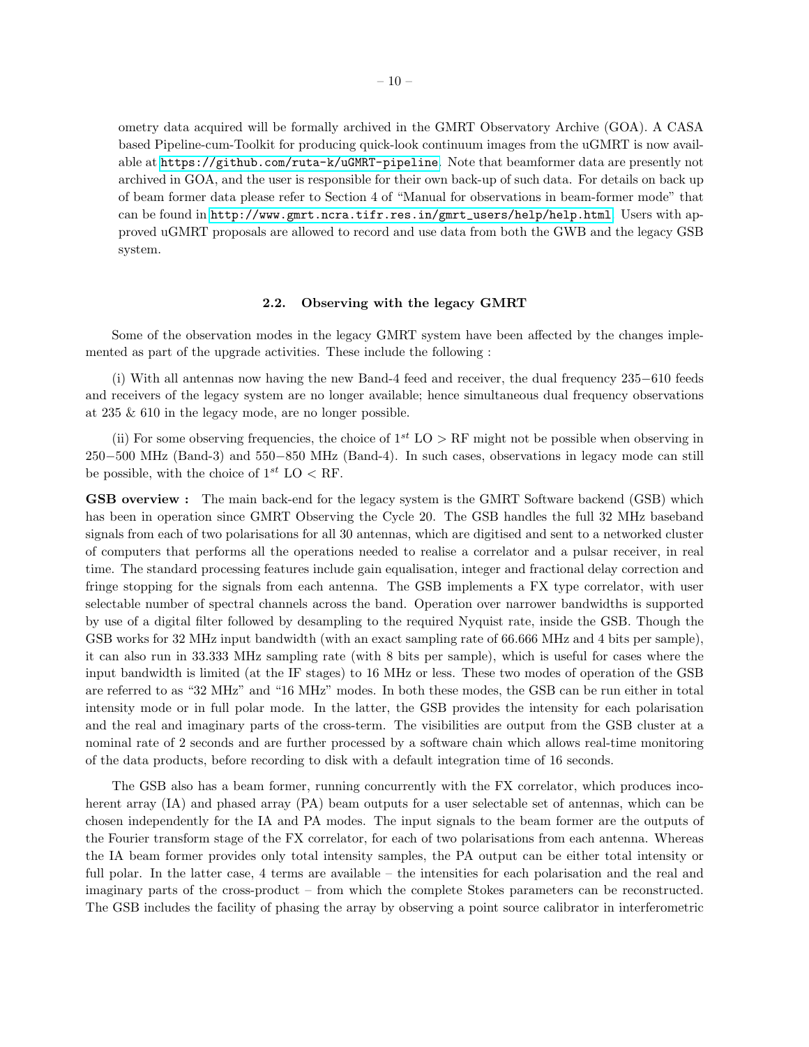ometry data acquired will be formally archived in the GMRT Observatory Archive (GOA). A CASA based Pipeline-cum-Toolkit for producing quick-look continuum images from the uGMRT is now available at https://github.com/ruta-k/uGMRT-pipeline. Note that beamformer data are presently not archived in GOA, and the user is responsible for their own back-up of such data. For details on back up of beam former data please refer to Section 4 of "Manual for observations in beam-former mode" that can be found in http://www.gmrt.ncra.tifr.res.in/gmrt_users/help/help.html. Users with approved uGMRT proposals are allowed to record and use data from both the GWB and the legacy GSB system.

### 2.2. Observing with the legacy GMRT

Some of the observation modes in the legacy GMRT system have been affected by the changes implemented as part of the upgrade activities. These include the following :

(i) With all antennas now having the new Band-4 feed and receiver, the dual frequency 235−610 feeds and receivers of the legacy system are no longer available; hence simultaneous dual frequency observations at 235 & 610 in the legacy mode, are no longer possible.

(ii) For some observing frequencies, the choice of $1^{st}$ LO > RF might not be possible when observing in 250−500 MHz (Band-3) and 550−850 MHz (Band-4). In such cases, observations in legacy mode can still be possible, with the choice of $1^{st}$ LO < RF.

**GSB overview :** The main back-end for the legacy system is the GMRT Software backend (GSB) which has been in operation since GMRT Observing the Cycle 20. The GSB handles the full 32 MHz baseband signals from each of two polarisations for all 30 antennas, which are digitised and sent to a networked cluster of computers that performs all the operations needed to realise a correlator and a pulsar receiver, in real time. The standard processing features include gain equalisation, integer and fractional delay correction and fringe stopping for the signals from each antenna. The GSB implements a FX type correlator, with user selectable number of spectral channels across the band. Operation over narrower bandwidths is supported by use of a digital filter followed by desampling to the required Nyquist rate, inside the GSB. Though the GSB works for 32 MHz input bandwidth (with an exact sampling rate of 66.666 MHz and 4 bits per sample), it can also run in 33.333 MHz sampling rate (with 8 bits per sample), which is useful for cases where the input bandwidth is limited (at the IF stages) to 16 MHz or less. These two modes of operation of the GSB are referred to as "32 MHz" and "16 MHz" modes. In both these modes, the GSB can be run either in total intensity mode or in full polar mode. In the latter, the GSB provides the intensity for each polarisation and the real and imaginary parts of the cross-term. The visibilities are output from the GSB cluster at a nominal rate of 2 seconds and are further processed by a software chain which allows real-time monitoring of the data products, before recording to disk with a default integration time of 16 seconds.

The GSB also has a beam former, running concurrently with the FX correlator, which produces incoherent array (IA) and phased array (PA) beam outputs for a user selectable set of antennas, which can be chosen independently for the IA and PA modes. The input signals to the beam former are the outputs of the Fourier transform stage of the FX correlator, for each of two polarisations from each antenna. Whereas the IA beam former provides only total intensity samples, the PA output can be either total intensity or full polar. In the latter case, 4 terms are available – the intensities for each polarisation and the real and imaginary parts of the cross-product – from which the complete Stokes parameters can be reconstructed. The GSB includes the facility of phasing the array by observing a point source calibrator in interferometric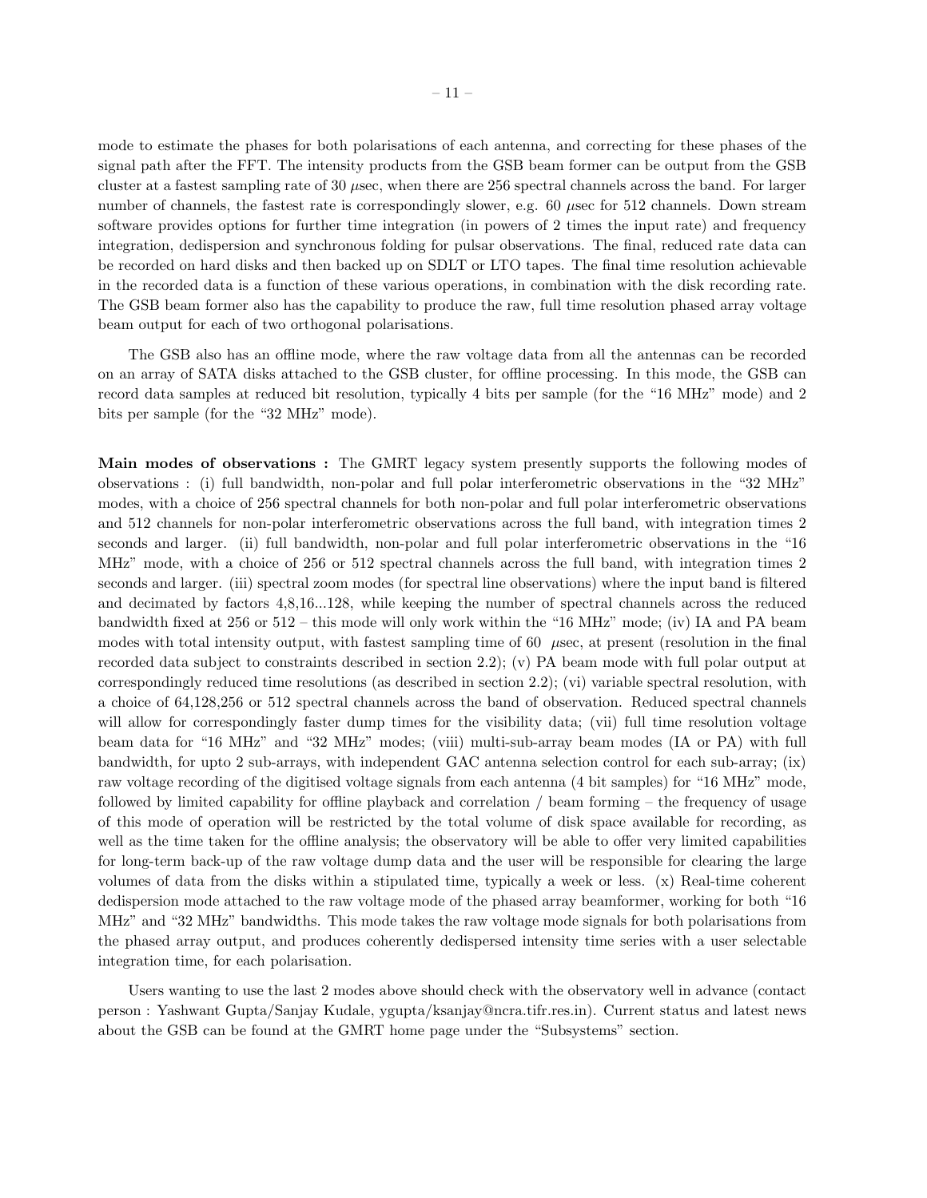mode to estimate the phases for both polarisations of each antenna, and correcting for these phases of the signal path after the FFT. The intensity products from the GSB beam former can be output from the GSB cluster at a fastest sampling rate of 30 $\mu$sec, when there are 256 spectral channels across the band. For larger number of channels, the fastest rate is correspondingly slower, e.g. 60 $\mu$sec for 512 channels. Down stream software provides options for further time integration (in powers of 2 times the input rate) and frequency integration, dedispersion and synchronous folding for pulsar observations. The final, reduced rate data can be recorded on hard disks and then backed up on SDLT or LTO tapes. The final time resolution achievable in the recorded data is a function of these various operations, in combination with the disk recording rate. The GSB beam former also has the capability to produce the raw, full time resolution phased array voltage beam output for each of two orthogonal polarisations.

The GSB also has an offline mode, where the raw voltage data from all the antennas can be recorded on an array of SATA disks attached to the GSB cluster, for offline processing. In this mode, the GSB can record data samples at reduced bit resolution, typically 4 bits per sample (for the "16 MHz" mode) and 2 bits per sample (for the "32 MHz" mode).

**Main modes of observations :** The GMRT legacy system presently supports the following modes of observations : (i) full bandwidth, non-polar and full polar interferometric observations in the "32 MHz" modes, with a choice of 256 spectral channels for both non-polar and full polar interferometric observations and 512 channels for non-polar interferometric observations across the full band, with integration times 2 seconds and larger. (ii) full bandwidth, non-polar and full polar interferometric observations in the "16 MHz" mode, with a choice of 256 or 512 spectral channels across the full band, with integration times 2 seconds and larger. (iii) spectral zoom modes (for spectral line observations) where the input band is filtered and decimated by factors 4,8,16...128, while keeping the number of spectral channels across the reduced bandwidth fixed at 256 or 512 – this mode will only work within the "16 MHz" mode; (iv) IA and PA beam modes with total intensity output, with fastest sampling time of 60 $\mu$sec, at present (resolution in the final recorded data subject to constraints described in section 2.2); (v) PA beam mode with full polar output at correspondingly reduced time resolutions (as described in section 2.2); (vi) variable spectral resolution, with a choice of 64,128,256 or 512 spectral channels across the band of observation. Reduced spectral channels will allow for correspondingly faster dump times for the visibility data; (vii) full time resolution voltage beam data for "16 MHz" and "32 MHz" modes; (viii) multi-sub-array beam modes (IA or PA) with full bandwidth, for upto 2 sub-arrays, with independent GAC antenna selection control for each sub-array; (ix) raw voltage recording of the digitised voltage signals from each antenna (4 bit samples) for "16 MHz" mode, followed by limited capability for offline playback and correlation / beam forming – the frequency of usage of this mode of operation will be restricted by the total volume of disk space available for recording, as well as the time taken for the offline analysis; the observatory will be able to offer very limited capabilities for long-term back-up of the raw voltage dump data and the user will be responsible for clearing the large volumes of data from the disks within a stipulated time, typically a week or less. (x) Real-time coherent dedispersion mode attached to the raw voltage mode of the phased array beamformer, working for both "16 MHz" and "32 MHz" bandwidths. This mode takes the raw voltage mode signals for both polarisations from the phased array output, and produces coherently dedispersed intensity time series with a user selectable integration time, for each polarisation.

Users wanting to use the last 2 modes above should check with the observatory well in advance (contact person : Yashwant Gupta/Sanjay Kudale, ygupta/ksanjay@ncra.tifr.res.in). Current status and latest news about the GSB can be found at the GMRT home page under the "Subsystems" section.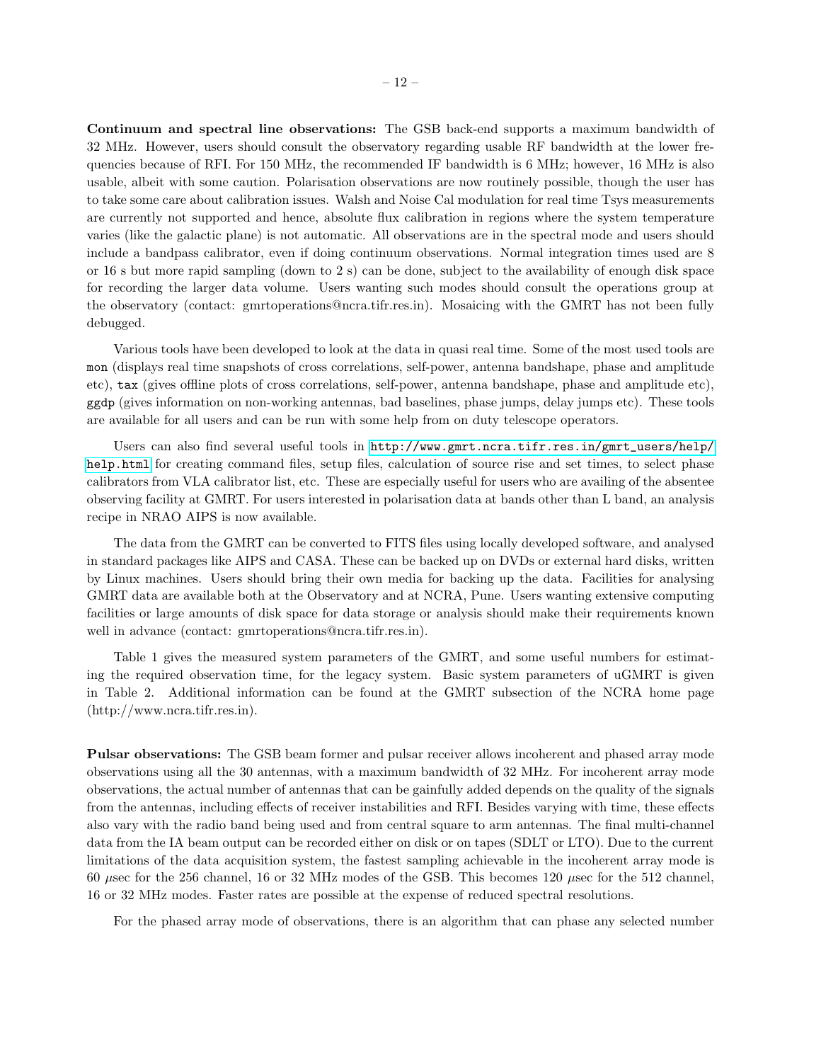**Continuum and spectral line observations:** The GSB back-end supports a maximum bandwidth of 32 MHz. However, users should consult the observatory regarding usable RF bandwidth at the lower frequencies because of RFI. For 150 MHz, the recommended IF bandwidth is 6 MHz; however, 16 MHz is also usable, albeit with some caution. Polarisation observations are now routinely possible, though the user has to take some care about calibration issues. Walsh and Noise Cal modulation for real time Tsys measurements are currently not supported and hence, absolute flux calibration in regions where the system temperature varies (like the galactic plane) is not automatic. All observations are in the spectral mode and users should include a bandpass calibrator, even if doing continuum observations. Normal integration times used are 8 or 16 s but more rapid sampling (down to 2 s) can be done, subject to the availability of enough disk space for recording the larger data volume. Users wanting such modes should consult the operations group at the observatory (contact: gmrtoperations@ncra.tifr.res.in). Mosaicing with the GMRT has not been fully debugged.

Various tools have been developed to look at the data in quasi real time. Some of the most used tools are `mon` (displays real time snapshots of cross correlations, self-power, antenna bandshape, phase and amplitude etc), `tax` (gives offline plots of cross correlations, self-power, antenna bandshape, phase and amplitude etc), `ggdp` (gives information on non-working antennas, bad baselines, phase jumps, delay jumps etc). These tools are available for all users and can be run with some help from on duty telescope operators.

Users can also find several useful tools in http://www.gmrt.ncra.tifr.res.in/gmrt_users/help/help.html for creating command files, setup files, calculation of source rise and set times, to select phase calibrators from VLA calibrator list, etc. These are especially useful for users who are availing of the absentee observing facility at GMRT. For users interested in polarisation data at bands other than L band, an analysis recipe in NRAO AIPS is now available.

The data from the GMRT can be converted to FITS files using locally developed software, and analysed in standard packages like AIPS and CASA. These can be backed up on DVDs or external hard disks, written by Linux machines. Users should bring their own media for backing up the data. Facilities for analysing GMRT data are available both at the Observatory and at NCRA, Pune. Users wanting extensive computing facilities or large amounts of disk space for data storage or analysis should make their requirements known well in advance (contact: gmrtoperations@ncra.tifr.res.in).

Table 1 gives the measured system parameters of the GMRT, and some useful numbers for estimating the required observation time, for the legacy system. Basic system parameters of uGMRT is given in Table 2. Additional information can be found at the GMRT subsection of the NCRA home page (http://www.ncra.tifr.res.in).

**Pulsar observations:** The GSB beam former and pulsar receiver allows incoherent and phased array mode observations using all the 30 antennas, with a maximum bandwidth of 32 MHz. For incoherent array mode observations, the actual number of antennas that can be gainfully added depends on the quality of the signals from the antennas, including effects of receiver instabilities and RFI. Besides varying with time, these effects also vary with the radio band being used and from central square to arm antennas. The final multi-channel data from the IA beam output can be recorded either on disk or on tapes (SDLT or LTO). Due to the current limitations of the data acquisition system, the fastest sampling achievable in the incoherent array mode is 60 $\mu$sec for the 256 channel, 16 or 32 MHz modes of the GSB. This becomes 120 $\mu$sec for the 512 channel, 16 or 32 MHz modes. Faster rates are possible at the expense of reduced spectral resolutions.

For the phased array mode of observations, there is an algorithm that can phase any selected number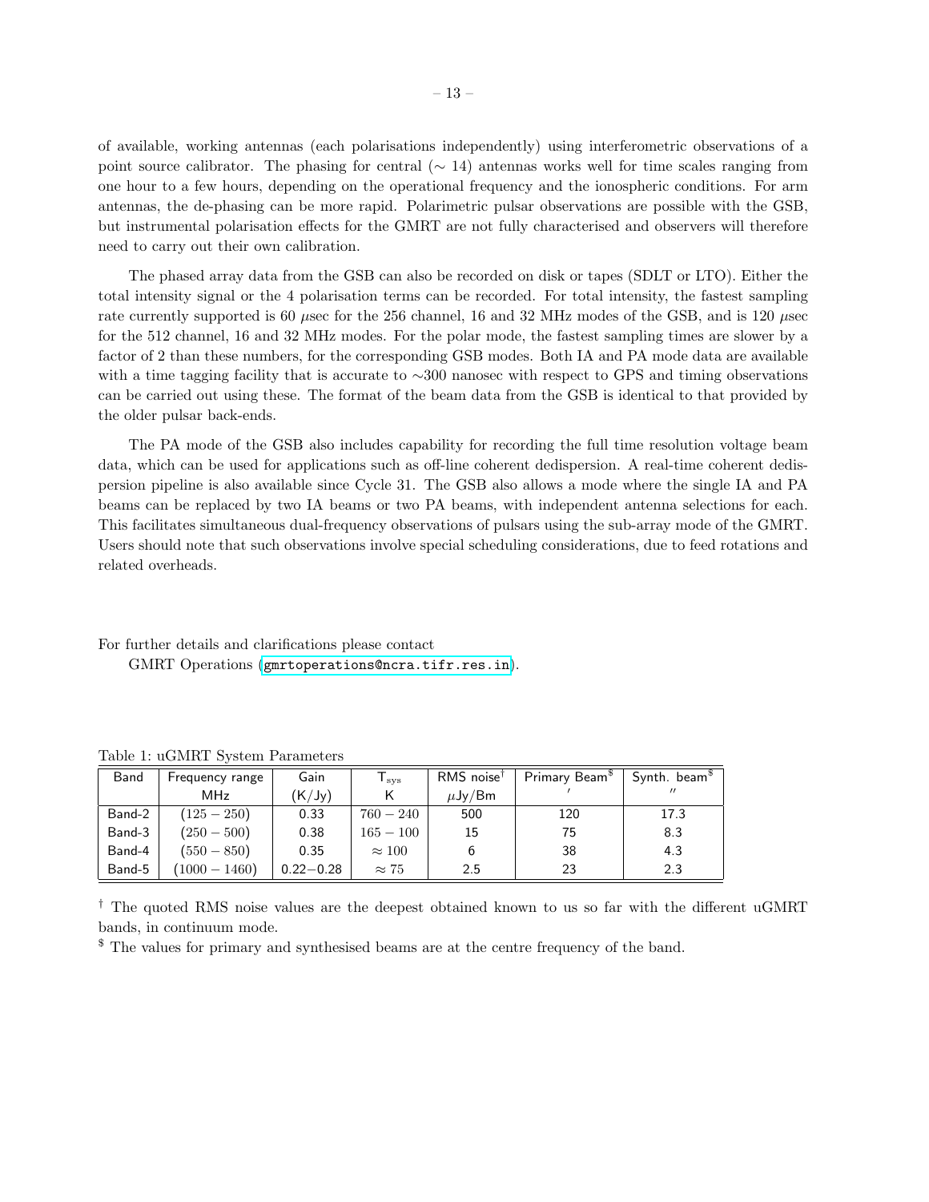of available, working antennas (each polarisations independently) using interferometric observations of a point source calibrator. The phasing for central ($\sim$ 14) antennas works well for time scales ranging from one hour to a few hours, depending on the operational frequency and the ionospheric conditions. For arm antennas, the de-phasing can be more rapid. Polarimetric pulsar observations are possible with the GSB, but instrumental polarisation effects for the GMRT are not fully characterised and observers will therefore need to carry out their own calibration.

The phased array data from the GSB can also be recorded on disk or tapes (SDLT or LTO). Either the total intensity signal or the 4 polarisation terms can be recorded. For total intensity, the fastest sampling rate currently supported is 60 $\mu$sec for the 256 channel, 16 and 32 MHz modes of the GSB, and is 120 $\mu$sec for the 512 channel, 16 and 32 MHz modes. For the polar mode, the fastest sampling times are slower by a factor of 2 than these numbers, for the corresponding GSB modes. Both IA and PA mode data are available with a time tagging facility that is accurate to $\sim$300 nanosec with respect to GPS and timing observations can be carried out using these. The format of the beam data from the GSB is identical to that provided by the older pulsar back-ends.

The PA mode of the GSB also includes capability for recording the full time resolution voltage beam data, which can be used for applications such as off-line coherent dedispersion. A real-time coherent dedispersion pipeline is also available since Cycle 31. The GSB also allows a mode where the single IA and PA beams can be replaced by two IA beams or two PA beams, with independent antenna selections for each. This facilitates simultaneous dual-frequency observations of pulsars using the sub-array mode of the GMRT. Users should note that such observations involve special scheduling considerations, due to feed rotations and related overheads.

For further details and clarifications please contact
GMRT Operations (gmrtoperations@ncra.tifr.res.in).

Table 1: uGMRT System Parameters

| Band | Frequency range MHz | Gain (K/Jy) | $T_{sys}$ K | RMS noise[†] $\mu$Jy/Bm | Primary Beam[$] $'$ | Synth. beam[$] $''$ |
|---|---|---|---|---|---|---|
| Band-2 | $(125-250)$ | 0.33 | $760-240$ | 500 | 120 | 17.3 |
| Band-3 | $(250-500)$ | 0.38 | $165-100$ | 15 | 75 | 8.3 |
| Band-4 | $(550-850)$ | 0.35 | $\approx 100$ | 6 | 38 | 4.3 |
| Band-5 | $(1000-1460)$ | 0.22−0.28 | $\approx 75$ | 2.5 | 23 | 2.3 |

[†] The quoted RMS noise values are the deepest obtained known to us so far with the different uGMRT bands, in continuum mode.

[$] The values for primary and synthesised beams are at the centre frequency of the band.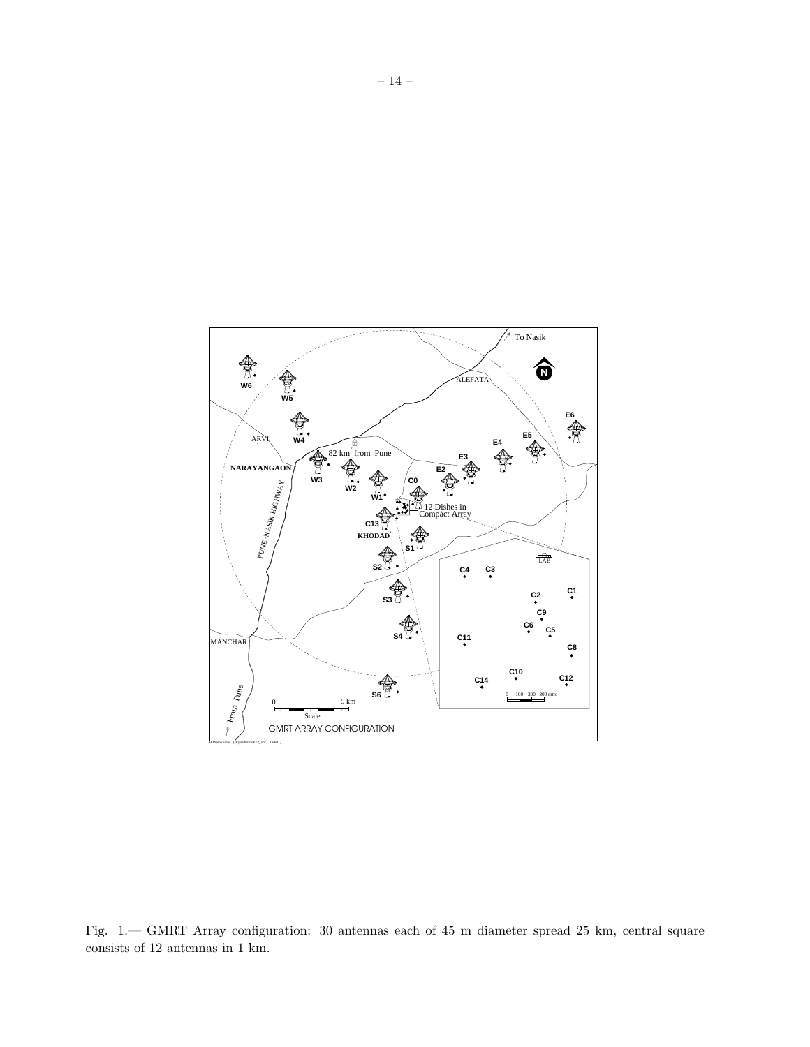Fig. 1.— GMRT Array configuration: 30 antennas each of 45 m diameter spread 25 km, central square consists of 12 antennas in 1 km.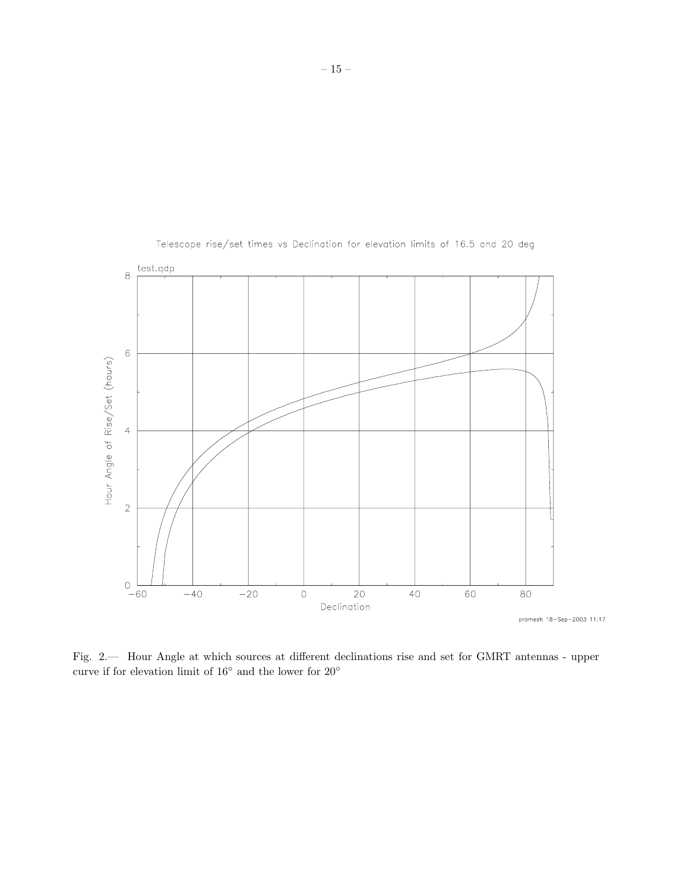Telescope rise/set times vs Declination for elevation limits of 16.5 and 20 deg

test.qdp

Hour Angle of Rise/Set (hours)

8

6

4

2

0

−60 −40 −20 0 20 40 60 80

Declination

pramesh 18−Sep−2003 11:17

Fig. 2.— Hour Angle at which sources at different declinations rise and set for GMRT antennas - upper curve if for elevation limit of 16° and the lower for 20°